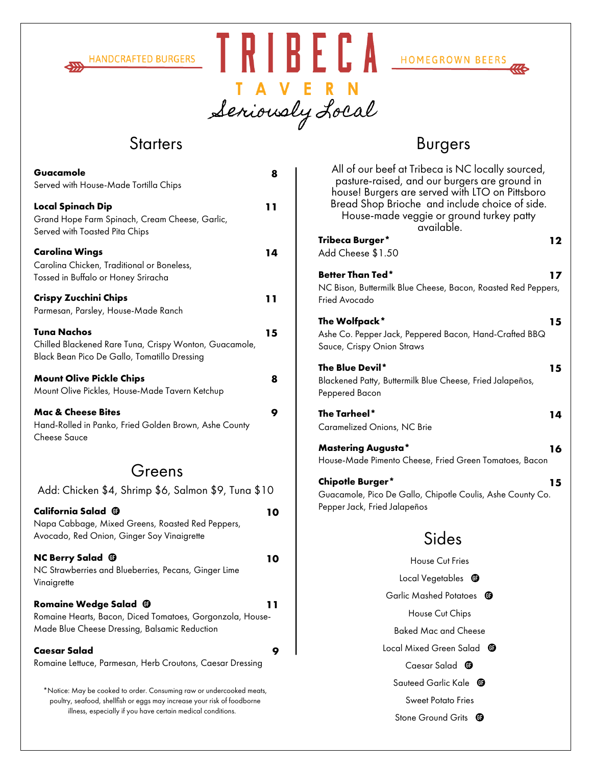HANDCRAFTED BURGERS

# TRIBECA

## TAVERN

*Seriously Local*

HOMEGROWN BEERS

## Starters

**Guacamole** 8
Served with House-Made Tortilla Chips

**Local Spinach Dip** 11
Grand Hope Farm Spinach, Cream Cheese, Garlic, Served with Toasted Pita Chips

**Carolina Wings** 14
Carolina Chicken, Traditional or Boneless, Tossed in Buffalo or Honey Sriracha

**Crispy Zucchini Chips** 11
Parmesan, Parsley, House-Made Ranch

**Tuna Nachos** 15
Chilled Blackened Rare Tuna, Crispy Wonton, Guacamole, Black Bean Pico De Gallo, Tomatillo Dressing

**Mount Olive Pickle Chips** 8
Mount Olive Pickles, House-Made Tavern Ketchup

**Mac & Cheese Bites** 9
Hand-Rolled in Panko, Fried Golden Brown, Ashe County Cheese Sauce

## Greens

Add: Chicken $4, Shrimp $6, Salmon $9, Tuna $10

**California Salad** GF 10
Napa Cabbage, Mixed Greens, Roasted Red Peppers, Avocado, Red Onion, Ginger Soy Vinaigrette

**NC Berry Salad** GF 10
NC Strawberries and Blueberries, Pecans, Ginger Lime Vinaigrette

**Romaine Wedge Salad** GF 11
Romaine Hearts, Bacon, Diced Tomatoes, Gorgonzola, House-Made Blue Cheese Dressing, Balsamic Reduction

**Caesar Salad** 9
Romaine Lettuce, Parmesan, Herb Croutons, Caesar Dressing

*Notice: May be cooked to order. Consuming raw or undercooked meats, poultry, seafood, shellfish or eggs may increase your risk of foodborne illness, especially if you have certain medical conditions.

## Burgers

All of our beef at Tribeca is NC locally sourced, pasture-raised, and our burgers are ground in house! Burgers are served with LTO on Pittsboro Bread Shop Brioche and include choice of side. House-made veggie or ground turkey patty available.

**Tribeca Burger*** 12
Add Cheese $1.50

**Better Than Ted*** 17
NC Bison, Buttermilk Blue Cheese, Bacon, Roasted Red Peppers, Fried Avocado

**The Wolfpack*** 15
Ashe Co. Pepper Jack, Peppered Bacon, Hand-Crafted BBQ Sauce, Crispy Onion Straws

**The Blue Devil*** 15
Blackened Patty, Buttermilk Blue Cheese, Fried Jalapeños, Peppered Bacon

**The Tarheel*** 14
Caramelized Onions, NC Brie

**Mastering Augusta*** 16
House-Made Pimento Cheese, Fried Green Tomatoes, Bacon

**Chipotle Burger*** 15
Guacamole, Pico De Gallo, Chipotle Coulis, Ashe County Co. Pepper Jack, Fried Jalapeños

## Sides

House Cut Fries
Local Vegetables GF
Garlic Mashed Potatoes GF
House Cut Chips
Baked Mac and Cheese
Local Mixed Green Salad GF
Caesar Salad GF
Sauteed Garlic Kale GF
Sweet Potato Fries
Stone Ground Grits GF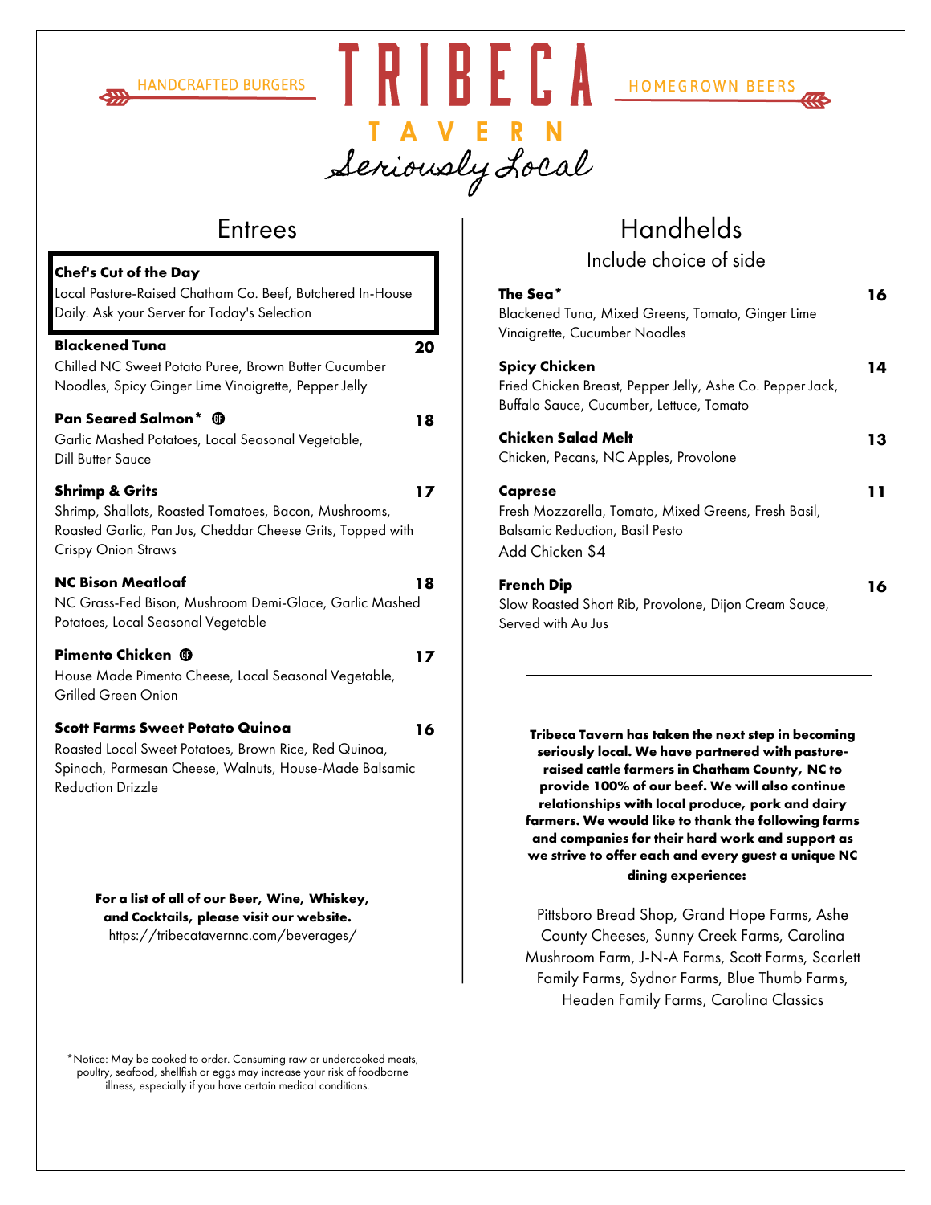HANDCRAFTED BURGERS

# TRIBECA TAVERN

HOMEGROWN BEERS

*Seriously Local*

## Entrees

**Chef's Cut of the Day**
Local Pasture-Raised Chatham Co. Beef, Butchered In-House Daily. Ask your Server for Today's Selection

**Blackened Tuna** — **20**
Chilled NC Sweet Potato Puree, Brown Butter Cucumber Noodles, Spicy Ginger Lime Vinaigrette, Pepper Jelly

**Pan Seared Salmon*** (GF) — **18**
Garlic Mashed Potatoes, Local Seasonal Vegetable, Dill Butter Sauce

**Shrimp & Grits** — **17**
Shrimp, Shallots, Roasted Tomatoes, Bacon, Mushrooms, Roasted Garlic, Pan Jus, Cheddar Cheese Grits, Topped with Crispy Onion Straws

**NC Bison Meatloaf** — **18**
NC Grass-Fed Bison, Mushroom Demi-Glace, Garlic Mashed Potatoes, Local Seasonal Vegetable

**Pimento Chicken** (GF) — **17**
House Made Pimento Cheese, Local Seasonal Vegetable, Grilled Green Onion

**Scott Farms Sweet Potato Quinoa** — **16**
Roasted Local Sweet Potatoes, Brown Rice, Red Quinoa, Spinach, Parmesan Cheese, Walnuts, House-Made Balsamic Reduction Drizzle

**For a list of all of our Beer, Wine, Whiskey, and Cocktails, please visit our website.**
https://tribecatavernnc.com/beverages/

## Handhelds

Include choice of side

**The Sea*** — **16**
Blackened Tuna, Mixed Greens, Tomato, Ginger Lime Vinaigrette, Cucumber Noodles

**Spicy Chicken** — **14**
Fried Chicken Breast, Pepper Jelly, Ashe Co. Pepper Jack, Buffalo Sauce, Cucumber, Lettuce, Tomato

**Chicken Salad Melt** — **13**
Chicken, Pecans, NC Apples, Provolone

**Caprese** — **11**
Fresh Mozzarella, Tomato, Mixed Greens, Fresh Basil, Balsamic Reduction, Basil Pesto
Add Chicken $4

**French Dip** — **16**
Slow Roasted Short Rib, Provolone, Dijon Cream Sauce, Served with Au Jus

---

**Tribeca Tavern has taken the next step in becoming seriously local. We have partnered with pasture-raised cattle farmers in Chatham County, NC to provide 100% of our beef. We will also continue relationships with local produce, pork and dairy farmers. We would like to thank the following farms and companies for their hard work and support as we strive to offer each and every guest a unique NC dining experience:**

Pittsboro Bread Shop, Grand Hope Farms, Ashe County Cheeses, Sunny Creek Farms, Carolina Mushroom Farm, J-N-A Farms, Scott Farms, Scarlett Family Farms, Sydnor Farms, Blue Thumb Farms, Headen Family Farms, Carolina Classics

*Notice: May be cooked to order. Consuming raw or undercooked meats, poultry, seafood, shellfish or eggs may increase your risk of foodborne illness, especially if you have certain medical conditions.